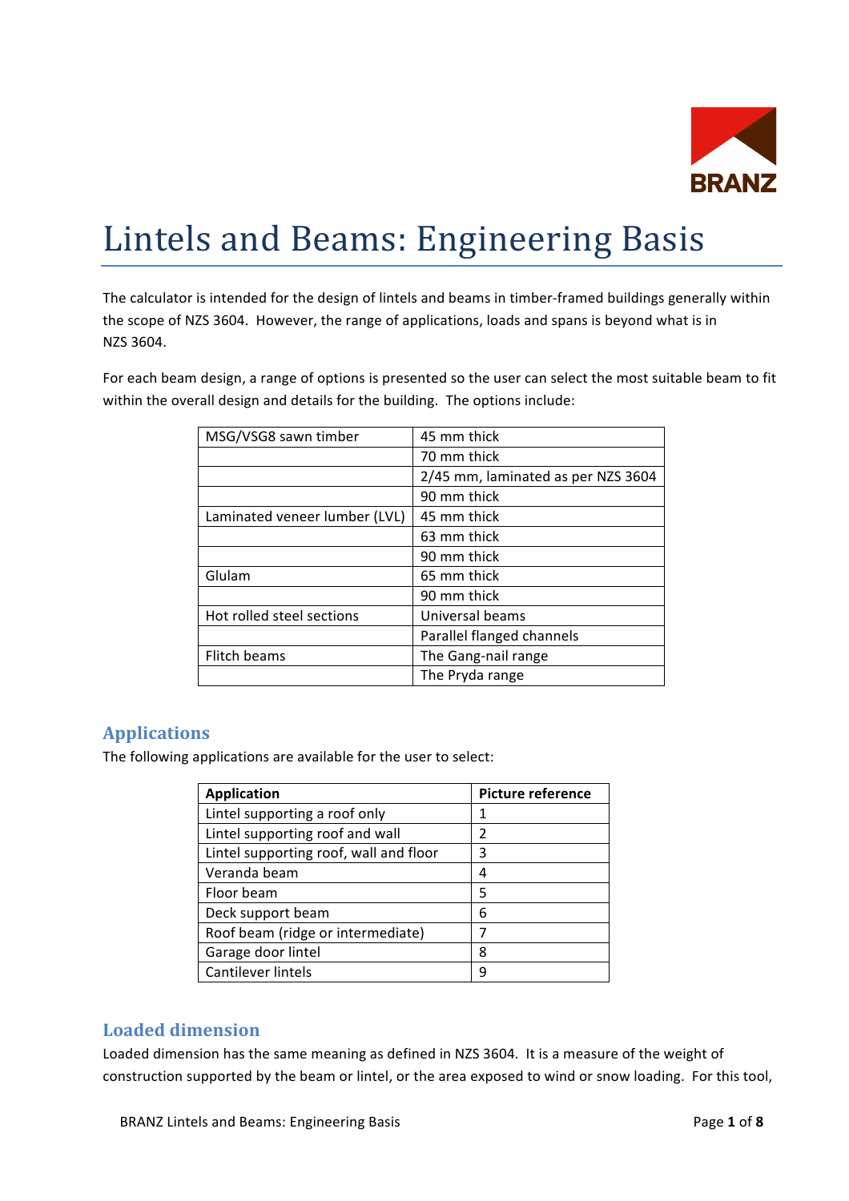# Lintels and Beams: Engineering Basis

The calculator is intended for the design of lintels and beams in timber-framed buildings generally within the scope of NZS 3604. However, the range of applications, loads and spans is beyond what is in NZS 3604.

For each beam design, a range of options is presented so the user can select the most suitable beam to fit within the overall design and details for the building. The options include:

| | |
|---|---|
| MSG/VSG8 sawn timber | 45 mm thick |
| | 70 mm thick |
| | 2/45 mm, laminated as per NZS 3604 |
| | 90 mm thick |
| Laminated veneer lumber (LVL) | 45 mm thick |
| | 63 mm thick |
| | 90 mm thick |
| Glulam | 65 mm thick |
| | 90 mm thick |
| Hot rolled steel sections | Universal beams |
| | Parallel flanged channels |
| Flitch beams | The Gang-nail range |
| | The Pryda range |

## Applications

The following applications are available for the user to select:

| Application | Picture reference |
|---|---|
| Lintel supporting a roof only | 1 |
| Lintel supporting roof and wall | 2 |
| Lintel supporting roof, wall and floor | 3 |
| Veranda beam | 4 |
| Floor beam | 5 |
| Deck support beam | 6 |
| Roof beam (ridge or intermediate) | 7 |
| Garage door lintel | 8 |
| Cantilever lintels | 9 |

## Loaded dimension

Loaded dimension has the same meaning as defined in NZS 3604. It is a measure of the weight of construction supported by the beam or lintel, or the area exposed to wind or snow loading. For this tool,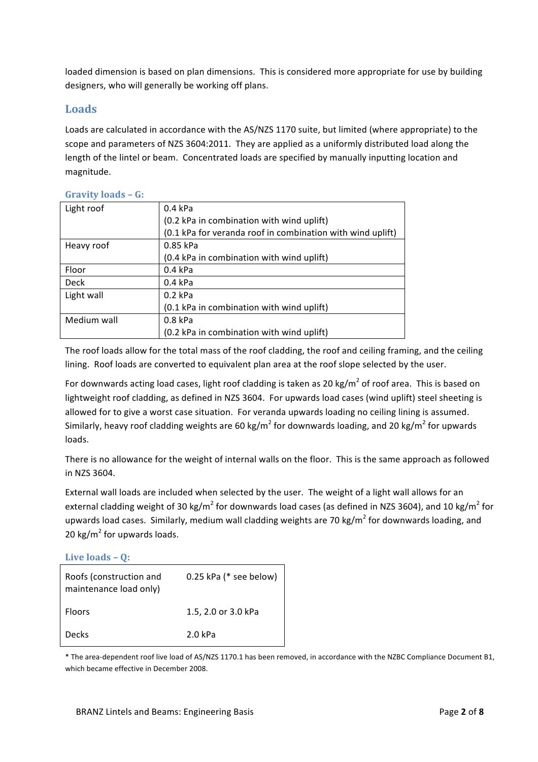loaded dimension is based on plan dimensions. This is considered more appropriate for use by building designers, who will generally be working off plans.

## Loads

Loads are calculated in accordance with the AS/NZS 1170 suite, but limited (where appropriate) to the scope and parameters of NZS 3604:2011. They are applied as a uniformly distributed load along the length of the lintel or beam. Concentrated loads are specified by manually inputting location and magnitude.

### Gravity loads – G:

| | |
|---|---|
| Light roof | 0.4 kPa<br>(0.2 kPa in combination with wind uplift)<br>(0.1 kPa for veranda roof in combination with wind uplift) |
| Heavy roof | 0.85 kPa<br>(0.4 kPa in combination with wind uplift) |
| Floor | 0.4 kPa |
| Deck | 0.4 kPa |
| Light wall | 0.2 kPa<br>(0.1 kPa in combination with wind uplift) |
| Medium wall | 0.8 kPa<br>(0.2 kPa in combination with wind uplift) |

The roof loads allow for the total mass of the roof cladding, the roof and ceiling framing, and the ceiling lining. Roof loads are converted to equivalent plan area at the roof slope selected by the user.

For downwards acting load cases, light roof cladding is taken as 20 kg/$m^2$ of roof area. This is based on lightweight roof cladding, as defined in NZS 3604. For upwards load cases (wind uplift) steel sheeting is allowed for to give a worst case situation. For veranda upwards loading no ceiling lining is assumed. Similarly, heavy roof cladding weights are 60 kg/$m^2$ for downwards loading, and 20 kg/$m^2$ for upwards loads.

There is no allowance for the weight of internal walls on the floor. This is the same approach as followed in NZS 3604.

External wall loads are included when selected by the user. The weight of a light wall allows for an external cladding weight of 30 kg/$m^2$ for downwards load cases (as defined in NZS 3604), and 10 kg/$m^2$ for upwards load cases. Similarly, medium wall cladding weights are 70 kg/$m^2$ for downwards loading, and 20 kg/$m^2$ for upwards loads.

### Live loads – Q:

| | |
|---|---|
| Roofs (construction and maintenance load only) | 0.25 kPa (* see below) |
| Floors | 1.5, 2.0 or 3.0 kPa |
| Decks | 2.0 kPa |

* The area-dependent roof live load of AS/NZS 1170.1 has been removed, in accordance with the NZBC Compliance Document B1, which became effective in December 2008.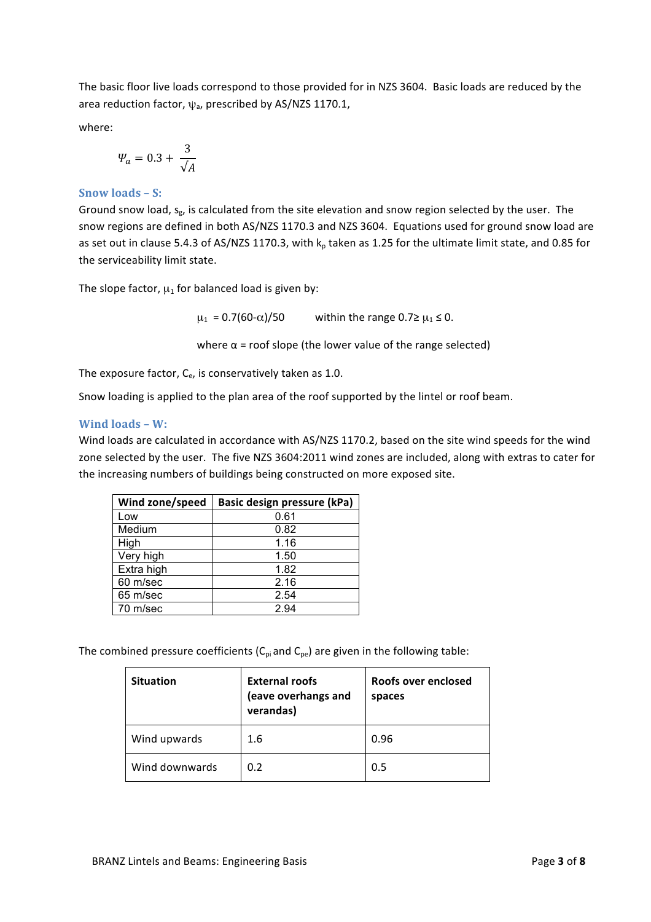The basic floor live loads correspond to those provided for in NZS 3604. Basic loads are reduced by the area reduction factor, $\psi_a$, prescribed by AS/NZS 1170.1,

where:

$$\Psi_a = 0.3 + \frac{3}{\sqrt{A}}$$

### Snow loads – S:

Ground snow load, $s_g$, is calculated from the site elevation and snow region selected by the user. The snow regions are defined in both AS/NZS 1170.3 and NZS 3604. Equations used for ground snow load are as set out in clause 5.4.3 of AS/NZS 1170.3, with $k_p$ taken as 1.25 for the ultimate limit state, and 0.85 for the serviceability limit state.

The slope factor, $\mu_1$ for balanced load is given by:

$$\mu_1 = 0.7(60-\alpha)/50 \qquad \text{within the range } 0.7 \geq \mu_1 \leq 0.$$

where $\alpha$ = roof slope (the lower value of the range selected)

The exposure factor, $C_e$, is conservatively taken as 1.0.

Snow loading is applied to the plan area of the roof supported by the lintel or roof beam.

### Wind loads – W:

Wind loads are calculated in accordance with AS/NZS 1170.2, based on the site wind speeds for the wind zone selected by the user. The five NZS 3604:2011 wind zones are included, along with extras to cater for the increasing numbers of buildings being constructed on more exposed site.

| Wind zone/speed | Basic design pressure (kPa) |
|---|---|
| Low | 0.61 |
| Medium | 0.82 |
| High | 1.16 |
| Very high | 1.50 |
| Extra high | 1.82 |
| 60 m/sec | 2.16 |
| 65 m/sec | 2.54 |
| 70 m/sec | 2.94 |

The combined pressure coefficients ($C_{pi}$ and $C_{pe}$) are given in the following table:

| Situation | External roofs (eave overhangs and verandas) | Roofs over enclosed spaces |
|---|---|---|
| Wind upwards | 1.6 | 0.96 |
| Wind downwards | 0.2 | 0.5 |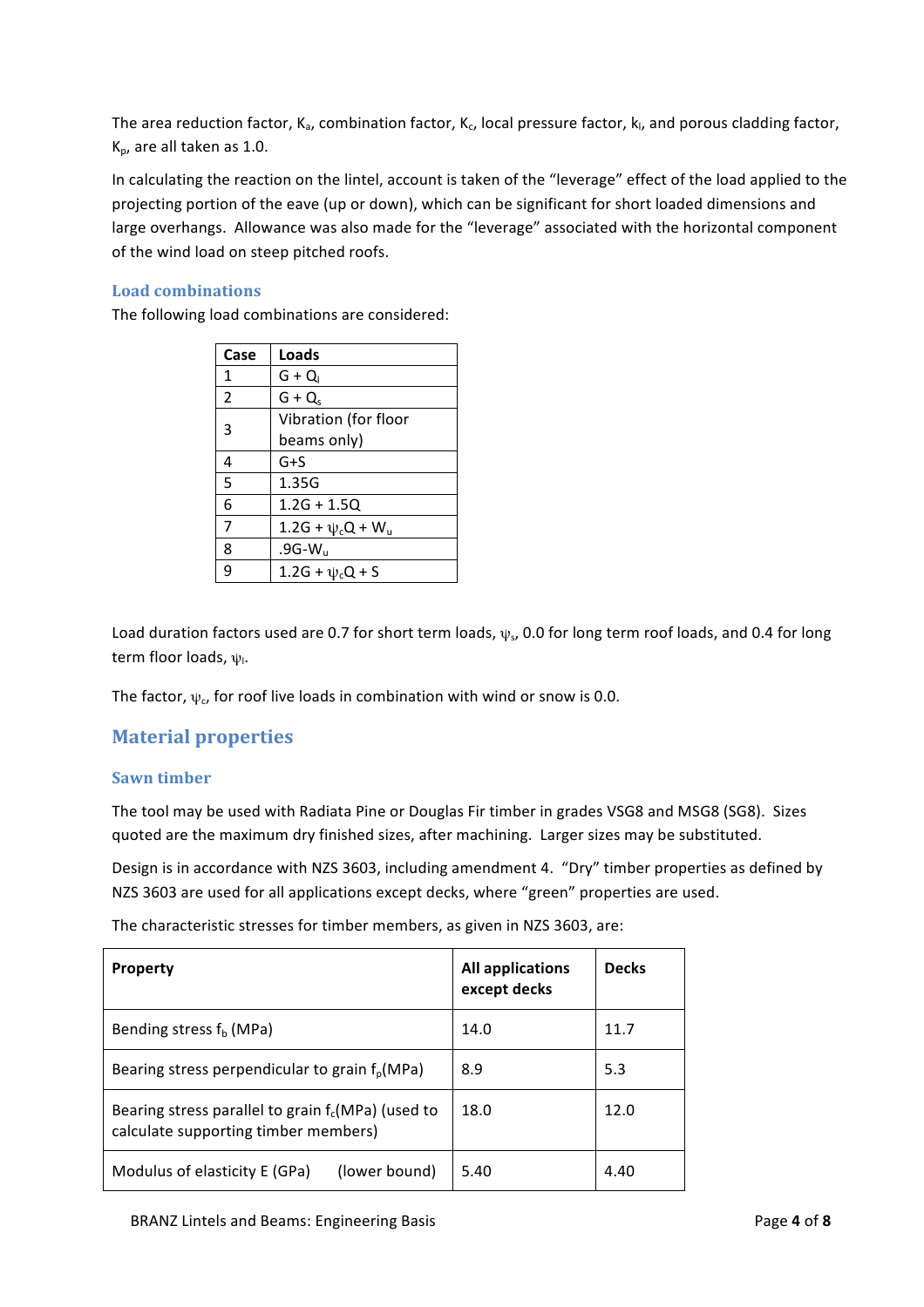The area reduction factor, $K_a$, combination factor, $K_c$, local pressure factor, $k_l$, and porous cladding factor, $K_p$, are all taken as 1.0.

In calculating the reaction on the lintel, account is taken of the "leverage" effect of the load applied to the projecting portion of the eave (up or down), which can be significant for short loaded dimensions and large overhangs. Allowance was also made for the "leverage" associated with the horizontal component of the wind load on steep pitched roofs.

### Load combinations

The following load combinations are considered:

| Case | Loads |
|---|---|
| 1 | $G + Q_l$ |
| 2 | $G + Q_s$ |
| 3 | Vibration (for floor beams only) |
| 4 | G+S |
| 5 | 1.35G |
| 6 | 1.2G + 1.5Q |
| 7 | $1.2G + \psi_c Q + W_u$ |
| 8 | $.9G - W_u$ |
| 9 | $1.2G + \psi_c Q + S$ |

Load duration factors used are 0.7 for short term loads, $\psi_s$, 0.0 for long term roof loads, and 0.4 for long term floor loads, $\psi_l$.

The factor, $\psi_c$, for roof live loads in combination with wind or snow is 0.0.

## Material properties

### Sawn timber

The tool may be used with Radiata Pine or Douglas Fir timber in grades VSG8 and MSG8 (SG8). Sizes quoted are the maximum dry finished sizes, after machining. Larger sizes may be substituted.

Design is in accordance with NZS 3603, including amendment 4. "Dry" timber properties as defined by NZS 3603 are used for all applications except decks, where "green" properties are used.

The characteristic stresses for timber members, as given in NZS 3603, are:

| Property | All applications except decks | Decks |
|---|---|---|
| Bending stress $f_b$ (MPa) | 14.0 | 11.7 |
| Bearing stress perpendicular to grain $f_p$(MPa) | 8.9 | 5.3 |
| Bearing stress parallel to grain $f_c$(MPa) (used to calculate supporting timber members) | 18.0 | 12.0 |
| Modulus of elasticity E (GPa) (lower bound) | 5.40 | 4.40 |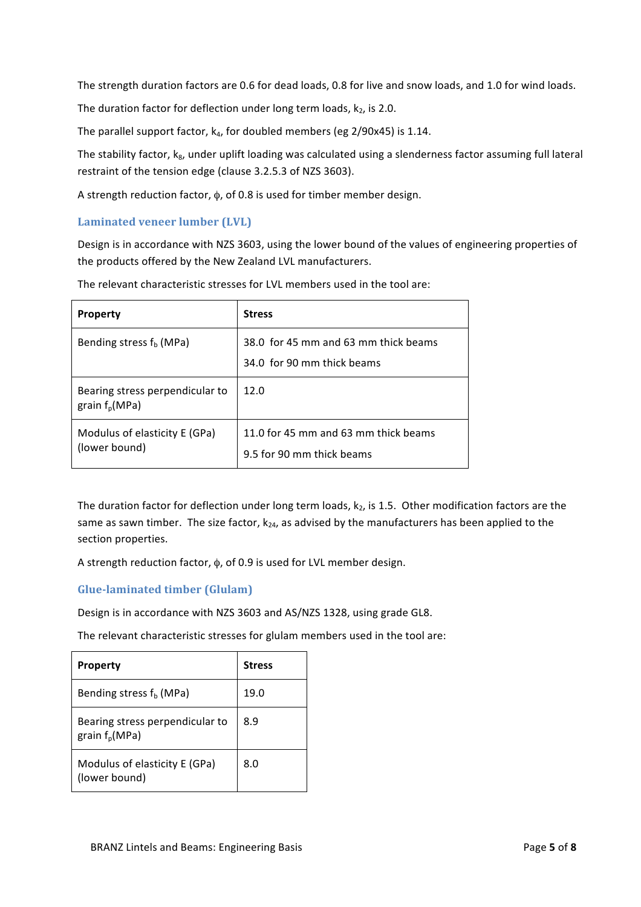The strength duration factors are 0.6 for dead loads, 0.8 for live and snow loads, and 1.0 for wind loads.

The duration factor for deflection under long term loads, $k_2$, is 2.0.

The parallel support factor, $k_4$, for doubled members (eg 2/90x45) is 1.14.

The stability factor, $k_8$, under uplift loading was calculated using a slenderness factor assuming full lateral restraint of the tension edge (clause 3.2.5.3 of NZS 3603).

A strength reduction factor, $\phi$, of 0.8 is used for timber member design.

### Laminated veneer lumber (LVL)

Design is in accordance with NZS 3603, using the lower bound of the values of engineering properties of the products offered by the New Zealand LVL manufacturers.

The relevant characteristic stresses for LVL members used in the tool are:

| Property | Stress |
|---|---|
| Bending stress $f_b$ (MPa) | 38.0 for 45 mm and 63 mm thick beams<br>34.0 for 90 mm thick beams |
| Bearing stress perpendicular to grain $f_p$(MPa) | 12.0 |
| Modulus of elasticity E (GPa) (lower bound) | 11.0 for 45 mm and 63 mm thick beams<br>9.5 for 90 mm thick beams |

The duration factor for deflection under long term loads, $k_2$, is 1.5. Other modification factors are the same as sawn timber. The size factor, $k_{24}$, as advised by the manufacturers has been applied to the section properties.

A strength reduction factor, $\phi$, of 0.9 is used for LVL member design.

### Glue-laminated timber (Glulam)

Design is in accordance with NZS 3603 and AS/NZS 1328, using grade GL8.

The relevant characteristic stresses for glulam members used in the tool are:

| Property | Stress |
|---|---|
| Bending stress $f_b$ (MPa) | 19.0 |
| Bearing stress perpendicular to grain $f_p$(MPa) | 8.9 |
| Modulus of elasticity E (GPa) (lower bound) | 8.0 |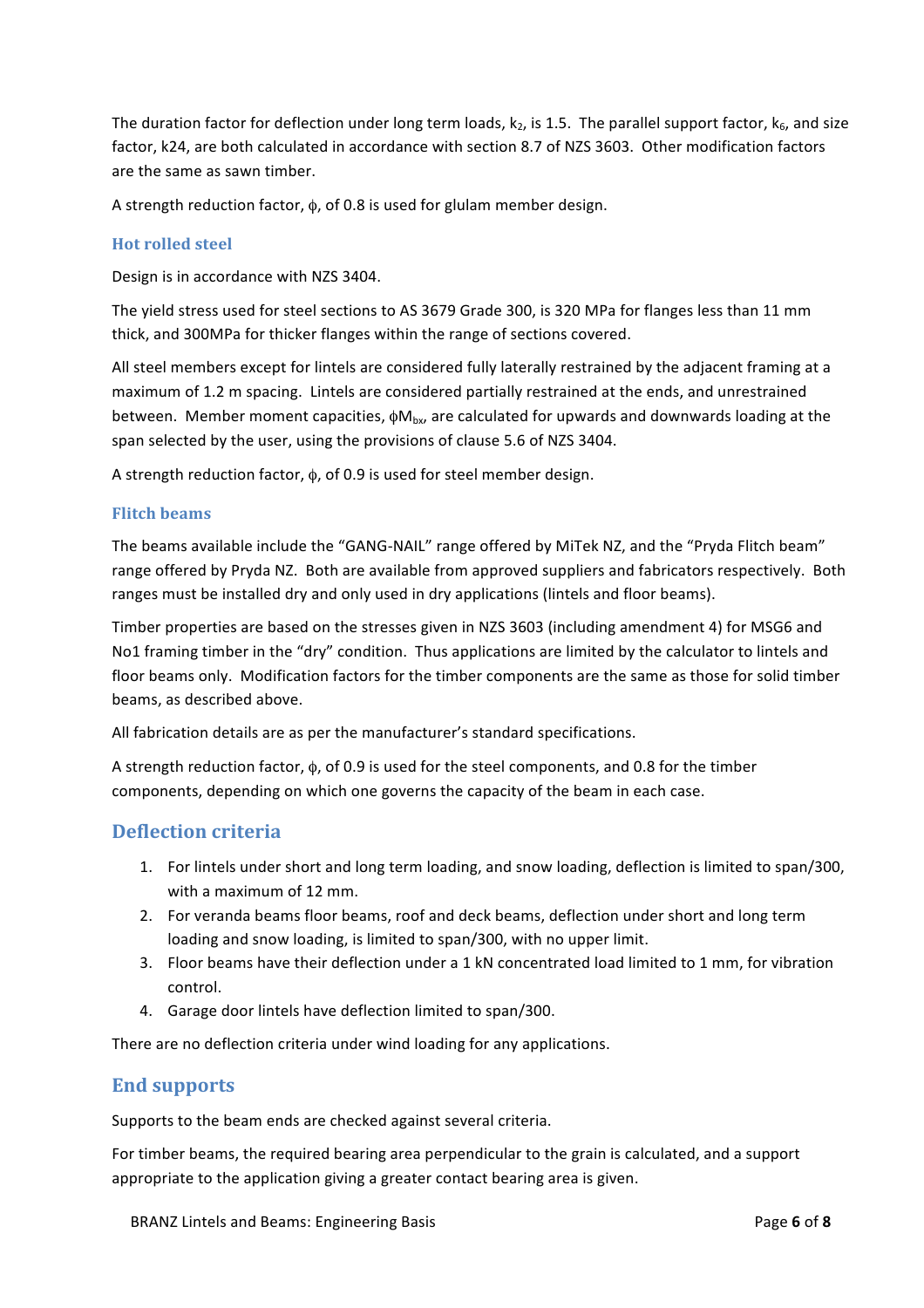The duration factor for deflection under long term loads, $k_2$, is 1.5. The parallel support factor, $k_6$, and size factor, k24, are both calculated in accordance with section 8.7 of NZS 3603. Other modification factors are the same as sawn timber.

A strength reduction factor, $\phi$, of 0.8 is used for glulam member design.

### Hot rolled steel

Design is in accordance with NZS 3404.

The yield stress used for steel sections to AS 3679 Grade 300, is 320 MPa for flanges less than 11 mm thick, and 300MPa for thicker flanges within the range of sections covered.

All steel members except for lintels are considered fully laterally restrained by the adjacent framing at a maximum of 1.2 m spacing. Lintels are considered partially restrained at the ends, and unrestrained between. Member moment capacities, $\phi M_{bx}$, are calculated for upwards and downwards loading at the span selected by the user, using the provisions of clause 5.6 of NZS 3404.

A strength reduction factor, $\phi$, of 0.9 is used for steel member design.

### Flitch beams

The beams available include the "GANG-NAIL" range offered by MiTek NZ, and the "Pryda Flitch beam" range offered by Pryda NZ. Both are available from approved suppliers and fabricators respectively. Both ranges must be installed dry and only used in dry applications (lintels and floor beams).

Timber properties are based on the stresses given in NZS 3603 (including amendment 4) for MSG6 and No1 framing timber in the "dry" condition. Thus applications are limited by the calculator to lintels and floor beams only. Modification factors for the timber components are the same as those for solid timber beams, as described above.

All fabrication details are as per the manufacturer's standard specifications.

A strength reduction factor, $\phi$, of 0.9 is used for the steel components, and 0.8 for the timber components, depending on which one governs the capacity of the beam in each case.

## Deflection criteria

1. For lintels under short and long term loading, and snow loading, deflection is limited to span/300, with a maximum of 12 mm.
2. For veranda beams floor beams, roof and deck beams, deflection under short and long term loading and snow loading, is limited to span/300, with no upper limit.
3. Floor beams have their deflection under a 1 kN concentrated load limited to 1 mm, for vibration control.
4. Garage door lintels have deflection limited to span/300.

There are no deflection criteria under wind loading for any applications.

## End supports

Supports to the beam ends are checked against several criteria.

For timber beams, the required bearing area perpendicular to the grain is calculated, and a support appropriate to the application giving a greater contact bearing area is given.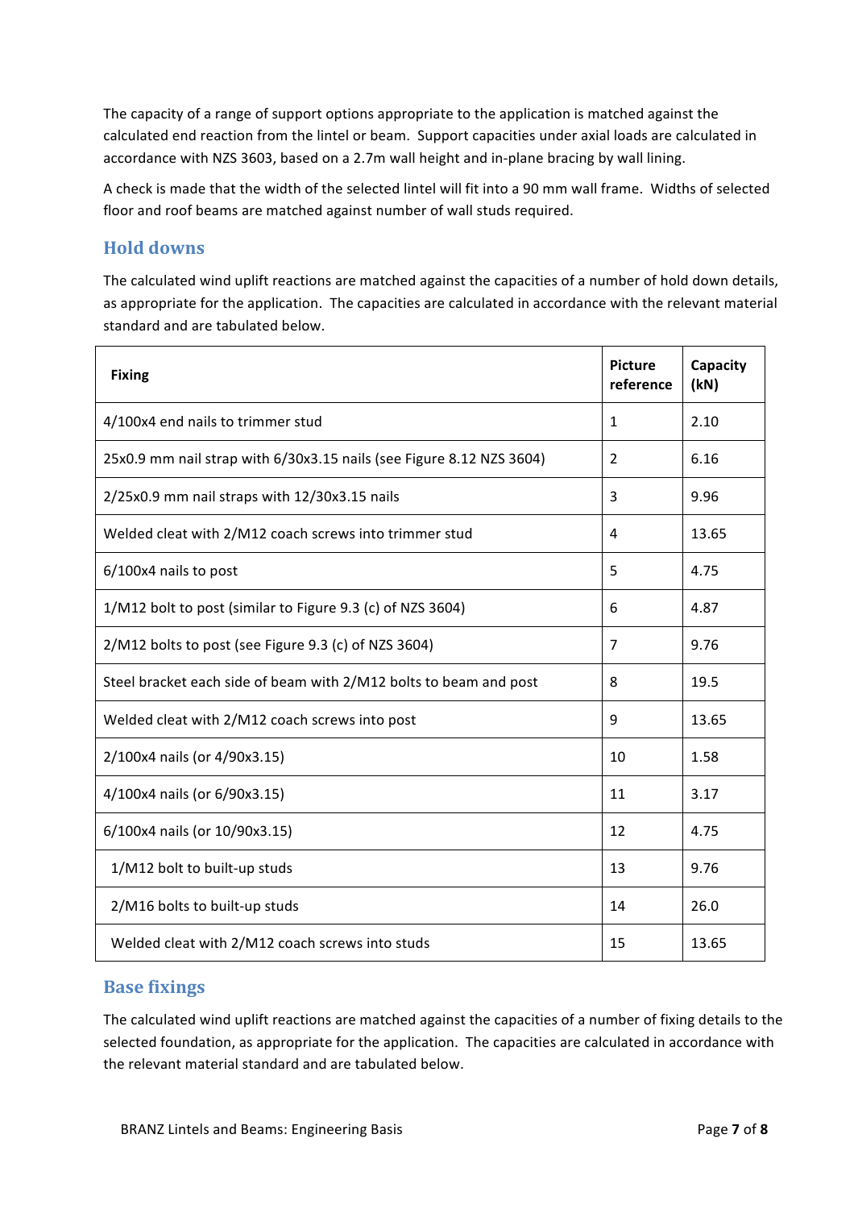The capacity of a range of support options appropriate to the application is matched against the calculated end reaction from the lintel or beam. Support capacities under axial loads are calculated in accordance with NZS 3603, based on a 2.7m wall height and in-plane bracing by wall lining.

A check is made that the width of the selected lintel will fit into a 90 mm wall frame. Widths of selected floor and roof beams are matched against number of wall studs required.

## Hold downs

The calculated wind uplift reactions are matched against the capacities of a number of hold down details, as appropriate for the application. The capacities are calculated in accordance with the relevant material standard and are tabulated below.

| **Fixing** | **Picture reference** | **Capacity (kN)** |
|---|---|---|
| 4/100x4 end nails to trimmer stud | 1 | 2.10 |
| 25x0.9 mm nail strap with 6/30x3.15 nails (see Figure 8.12 NZS 3604) | 2 | 6.16 |
| 2/25x0.9 mm nail straps with 12/30x3.15 nails | 3 | 9.96 |
| Welded cleat with 2/M12 coach screws into trimmer stud | 4 | 13.65 |
| 6/100x4 nails to post | 5 | 4.75 |
| 1/M12 bolt to post (similar to Figure 9.3 (c) of NZS 3604) | 6 | 4.87 |
| 2/M12 bolts to post (see Figure 9.3 (c) of NZS 3604) | 7 | 9.76 |
| Steel bracket each side of beam with 2/M12 bolts to beam and post | 8 | 19.5 |
| Welded cleat with 2/M12 coach screws into post | 9 | 13.65 |
| 2/100x4 nails (or 4/90x3.15) | 10 | 1.58 |
| 4/100x4 nails (or 6/90x3.15) | 11 | 3.17 |
| 6/100x4 nails (or 10/90x3.15) | 12 | 4.75 |
| 1/M12 bolt to built-up studs | 13 | 9.76 |
| 2/M16 bolts to built-up studs | 14 | 26.0 |
| Welded cleat with 2/M12 coach screws into studs | 15 | 13.65 |

## Base fixings

The calculated wind uplift reactions are matched against the capacities of a number of fixing details to the selected foundation, as appropriate for the application. The capacities are calculated in accordance with the relevant material standard and are tabulated below.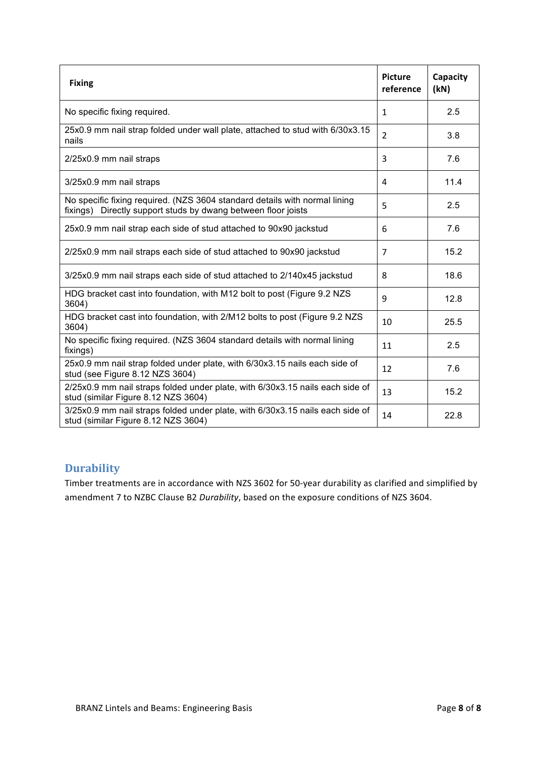| Fixing | Picture reference | Capacity (kN) |
|---|---|---|
| No specific fixing required. | 1 | 2.5 |
| 25x0.9 mm nail strap folded under wall plate, attached to stud with 6/30x3.15 nails | 2 | 3.8 |
| 2/25x0.9 mm nail straps | 3 | 7.6 |
| 3/25x0.9 mm nail straps | 4 | 11.4 |
| No specific fixing required. (NZS 3604 standard details with normal lining fixings) Directly support studs by dwang between floor joists | 5 | 2.5 |
| 25x0.9 mm nail strap each side of stud attached to 90x90 jackstud | 6 | 7.6 |
| 2/25x0.9 mm nail straps each side of stud attached to 90x90 jackstud | 7 | 15.2 |
| 3/25x0.9 mm nail straps each side of stud attached to 2/140x45 jackstud | 8 | 18.6 |
| HDG bracket cast into foundation, with M12 bolt to post (Figure 9.2 NZS 3604) | 9 | 12.8 |
| HDG bracket cast into foundation, with 2/M12 bolts to post (Figure 9.2 NZS 3604) | 10 | 25.5 |
| No specific fixing required. (NZS 3604 standard details with normal lining fixings) | 11 | 2.5 |
| 25x0.9 mm nail strap folded under plate, with 6/30x3.15 nails each side of stud (see Figure 8.12 NZS 3604) | 12 | 7.6 |
| 2/25x0.9 mm nail straps folded under plate, with 6/30x3.15 nails each side of stud (similar Figure 8.12 NZS 3604) | 13 | 15.2 |
| 3/25x0.9 mm nail straps folded under plate, with 6/30x3.15 nails each side of stud (similar Figure 8.12 NZS 3604) | 14 | 22.8 |

## Durability

Timber treatments are in accordance with NZS 3602 for 50-year durability as clarified and simplified by amendment 7 to NZBC Clause B2 *Durability*, based on the exposure conditions of NZS 3604.